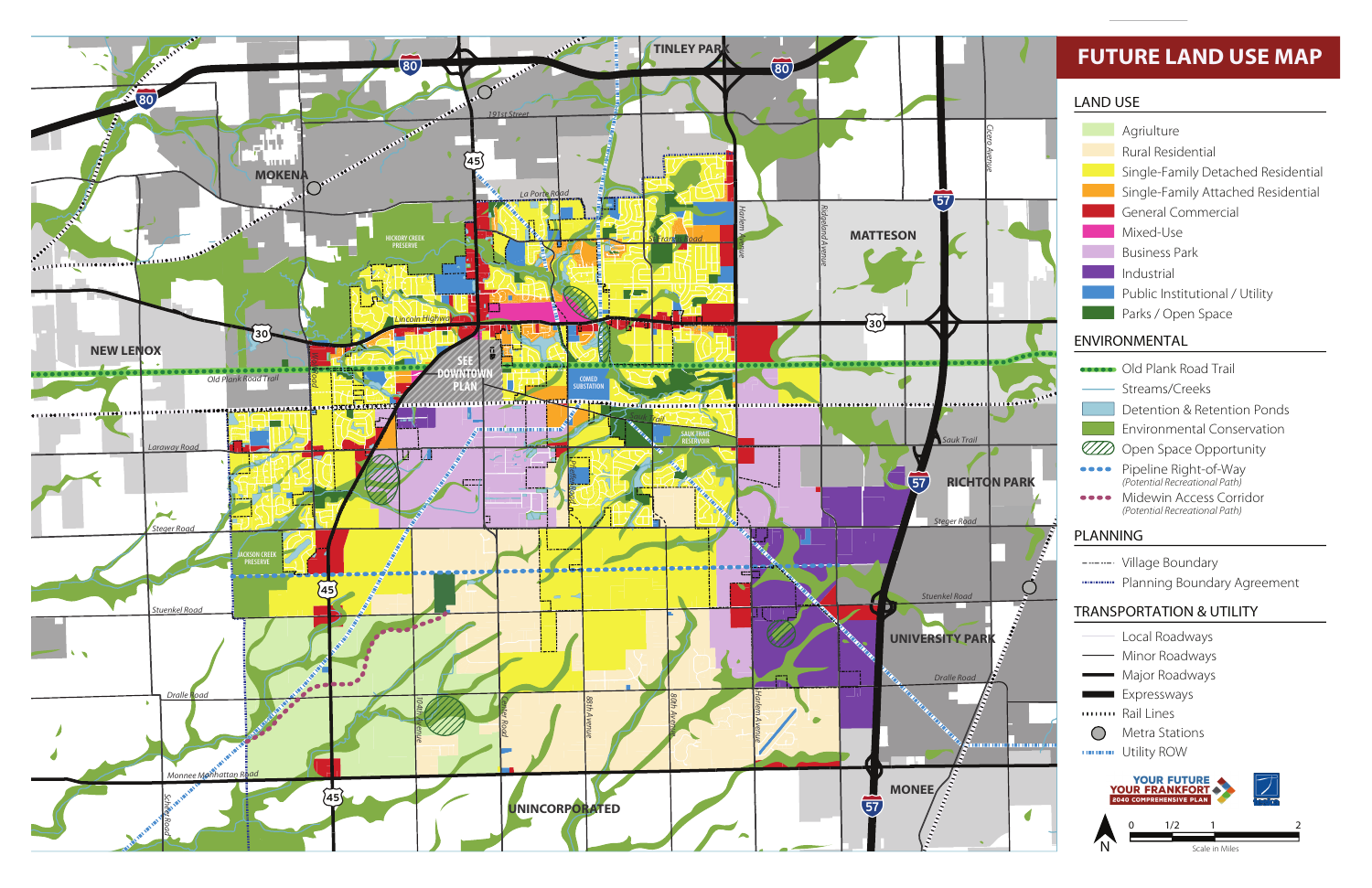# FUTURE LAND USE MAP

## LAND USE

- Agriulture
- Rural Residential
- Single-Family Detached Residential
- Single-Family Attached Residential
- General Commercial
- Mixed-Use
- Business Park
- Industrial
- Public Institutional / Utility
- Parks / Open Space

## ENVIRONMENTAL

- Old Plank Road Trail
- Streams/Creeks
- Detention & Retention Ponds
- Environmental Conservation
- Open Space Opportunity
- Pipeline Right-of-Way *(Potential Recreational Path)*
- Midewin Access Corridor *(Potential Recreational Path)*

## PLANNING

- Village Boundary
- Planning Boundary Agreement

## TRANSPORTATION & UTILITY

- Local Roadways
- Minor Roadways
- Major Roadways
- Expressways
- Rail Lines
- Metra Stations
- Utility ROW

YOUR FUTURE YOUR FRANKFORT 2040 COMPREHENSIVE PLAN

0 1/2 1 2

Scale in Miles

N

TINLEY PARK · MOKENA · NEW LENOX · MATTESON · RICHTON PARK · UNIVERSITY PARK · MONEE · UNINCORPORATED

SEE DOWNTOWN PLAN

HICKORY CREEK PRESERVE · JACKSON CREEK PRESERVE · COMED SUBSTATION · SAUK TRAIL RESERVOIR

80 · 45 · 30 · 57

191st Street · La Porte Road · St Francis Road · Lincoln Highway · Old Plank Road Trail · Sauk Trail · Laraway Road · Steger Road · Stuenkel Road · Dralle Road · Monnee Manhattan Road · Schoo Road · 104th Avenue · Center Road · 88th Avenue · 80th Avenue · Harlem Avenue · Ridgeland Avenue · Cicero Avenue · Pfeiffer Road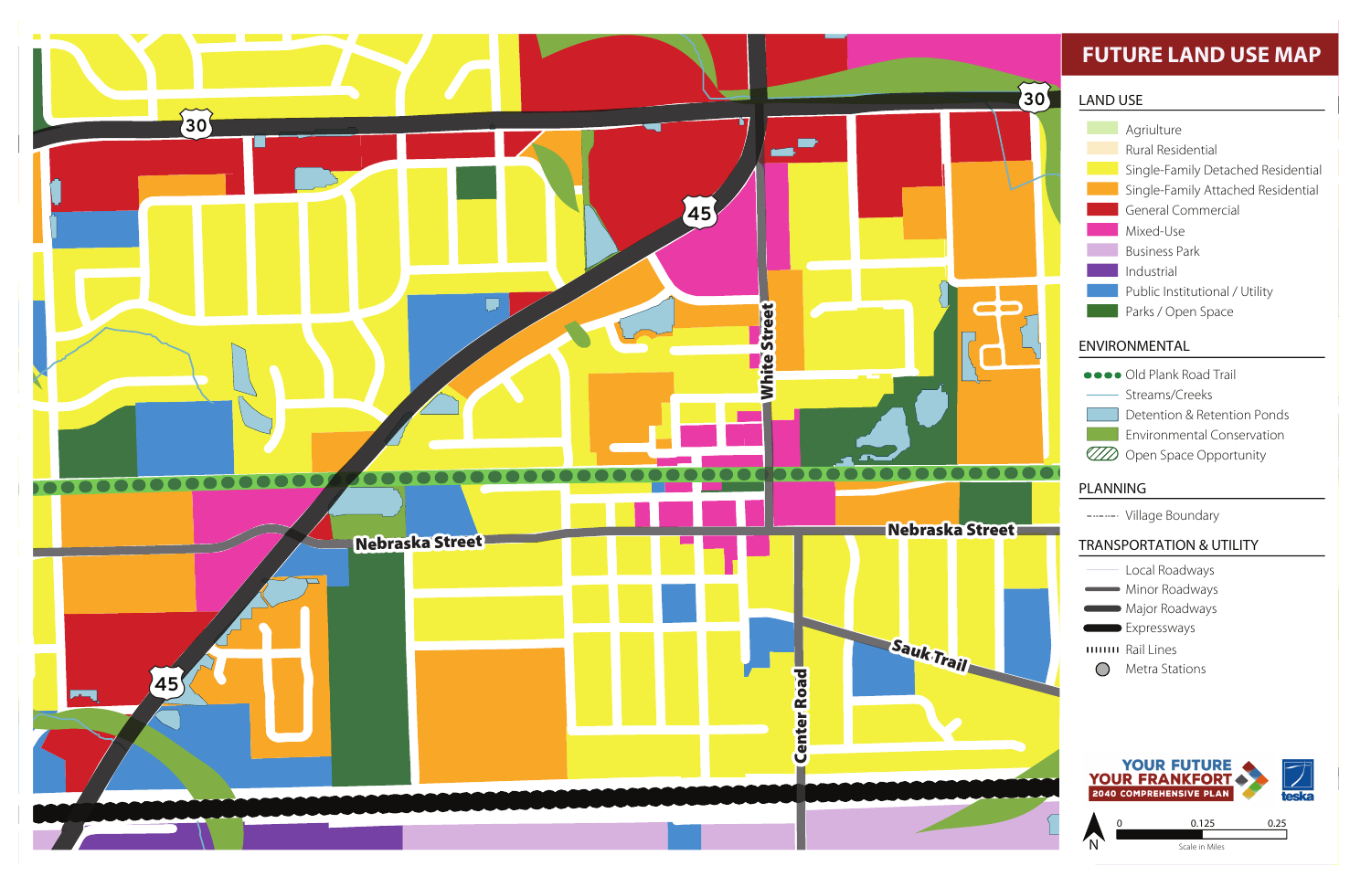# FUTURE LAND USE MAP

## LAND USE

- Agriulture
- Rural Residential
- Single-Family Detached Residential
- Single-Family Attached Residential
- General Commercial
- Mixed-Use
- Business Park
- Industrial
- Public Institutional / Utility
- Parks / Open Space

## ENVIRONMENTAL

- Old Plank Road Trail
- Streams/Creeks
- Detention & Retention Ponds
- Environmental Conservation
- Open Space Opportunity

## PLANNING

- Village Boundary

## TRANSPORTATION & UTILITY

- Local Roadways
- Minor Roadways
- Major Roadways
- Expressways
- Rail Lines
- Metra Stations

30
45
Nebraska Street
White Street
Center Road
Sauk Trail

YOUR FUTURE
YOUR FRANKFORT
2040 COMPREHENSIVE PLAN

teska

N
0 0.125 0.25
Scale in Miles